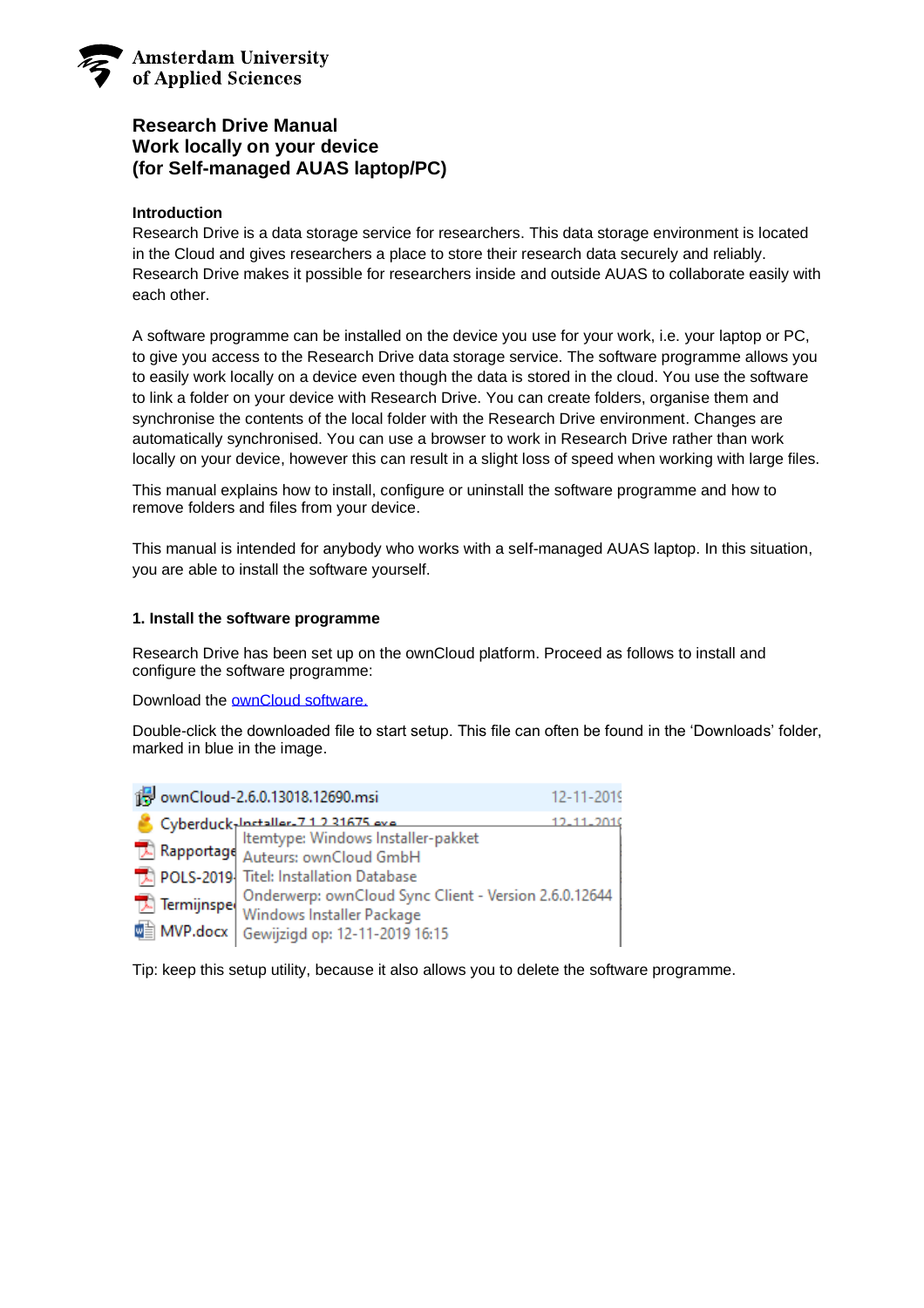Amsterdam University of Applied Sciences

# Research Drive Manual
# Work locally on your device
# (for Self-managed AUAS laptop/PC)

## Introduction

Research Drive is a data storage service for researchers. This data storage environment is located in the Cloud and gives researchers a place to store their research data securely and reliably. Research Drive makes it possible for researchers inside and outside AUAS to collaborate easily with each other.

A software programme can be installed on the device you use for your work, i.e. your laptop or PC, to give you access to the Research Drive data storage service. The software programme allows you to easily work locally on a device even though the data is stored in the cloud. You use the software to link a folder on your device with Research Drive. You can create folders, organise them and synchronise the contents of the local folder with the Research Drive environment. Changes are automatically synchronised. You can use a browser to work in Research Drive rather than work locally on your device, however this can result in a slight loss of speed when working with large files.

This manual explains how to install, configure or uninstall the software programme and how to remove folders and files from your device.

This manual is intended for anybody who works with a self-managed AUAS laptop. In this situation, you are able to install the software yourself.

## 1. Install the software programme

Research Drive has been set up on the ownCloud platform. Proceed as follows to install and configure the software programme:

Download the ownCloud software.

Double-click the downloaded file to start setup. This file can often be found in the 'Downloads' folder, marked in blue in the image.

Tip: keep this setup utility, because it also allows you to delete the software programme.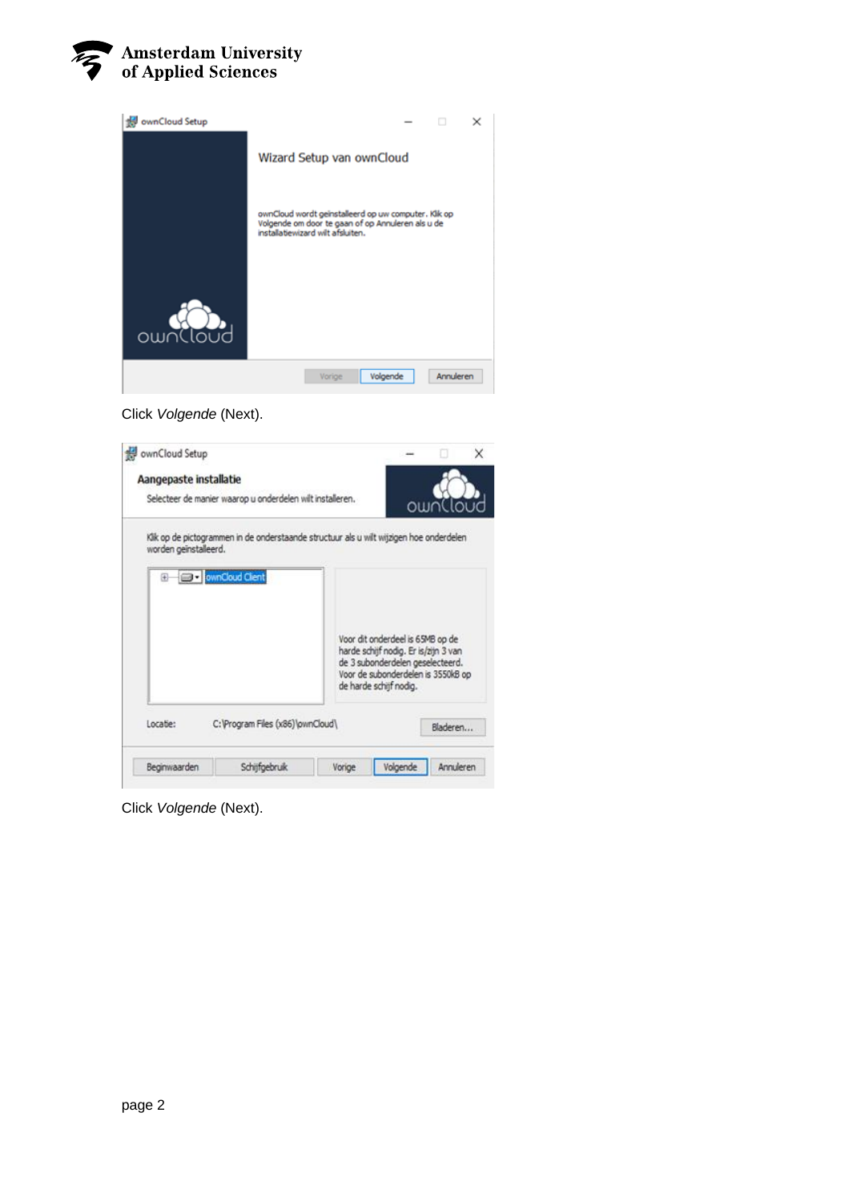Click *Volgende* (Next).

Click *Volgende* (Next).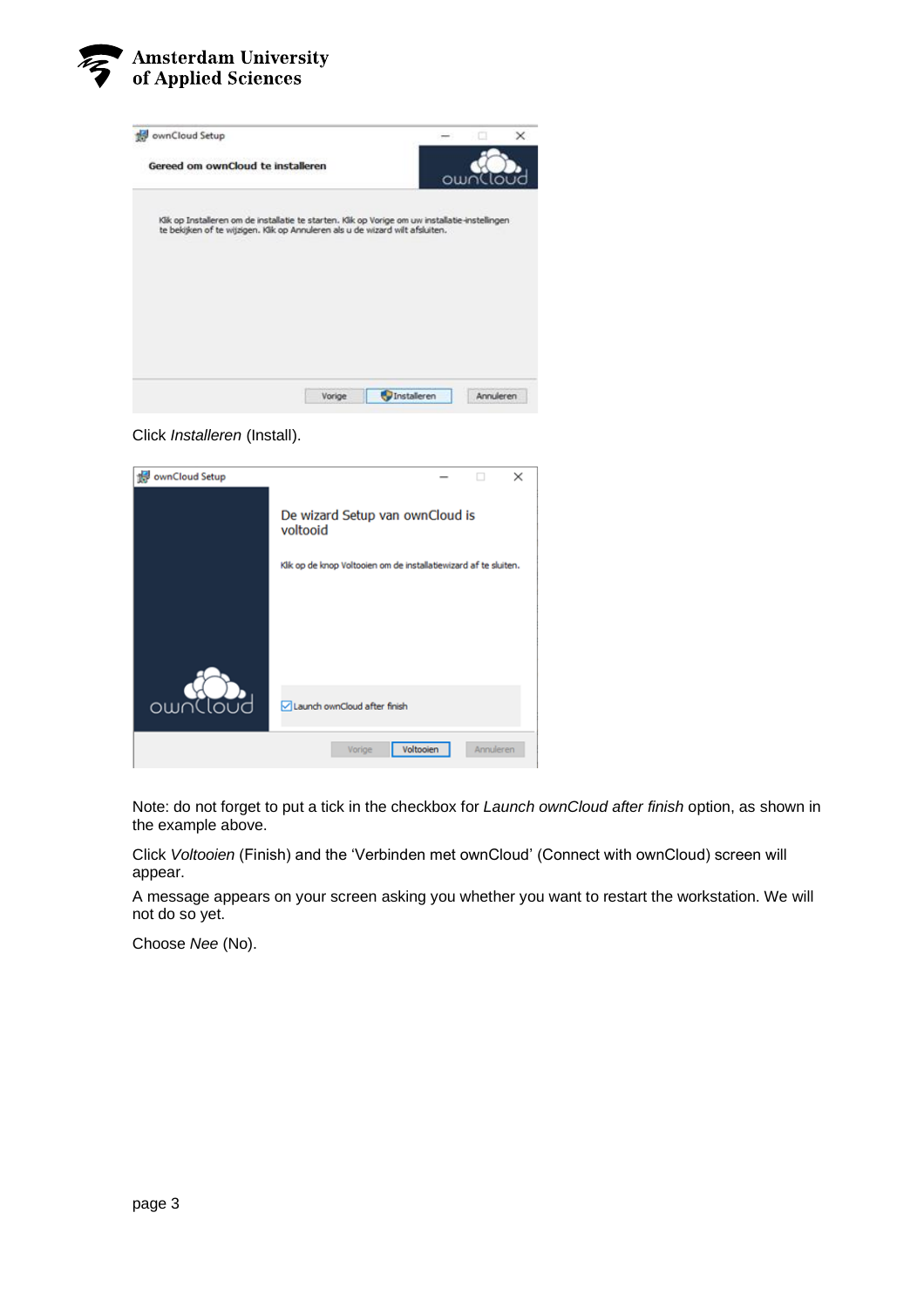Click *Installeren* (Install).

Note: do not forget to put a tick in the checkbox for *Launch ownCloud after finish* option, as shown in the example above.

Click *Voltooien* (Finish) and the 'Verbinden met ownCloud' (Connect with ownCloud) screen will appear.

A message appears on your screen asking you whether you want to restart the workstation. We will not do so yet.

Choose *Nee* (No).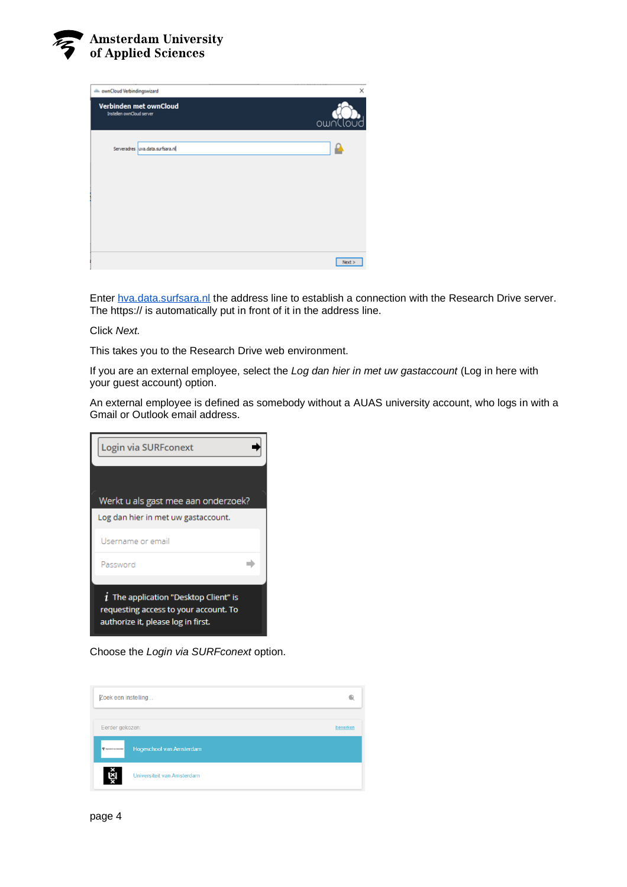Enter [hva.data.surfsara.nl](hva.data.surfsara.nl) the address line to establish a connection with the Research Drive server. The https:// is automatically put in front of it in the address line.

Click *Next.*

This takes you to the Research Drive web environment.

If you are an external employee, select the *Log dan hier in met uw gastaccount* (Log in here with your guest account) option.

An external employee is defined as somebody without a AUAS university account, who logs in with a Gmail or Outlook email address.

Choose the *Login via SURFconext* option.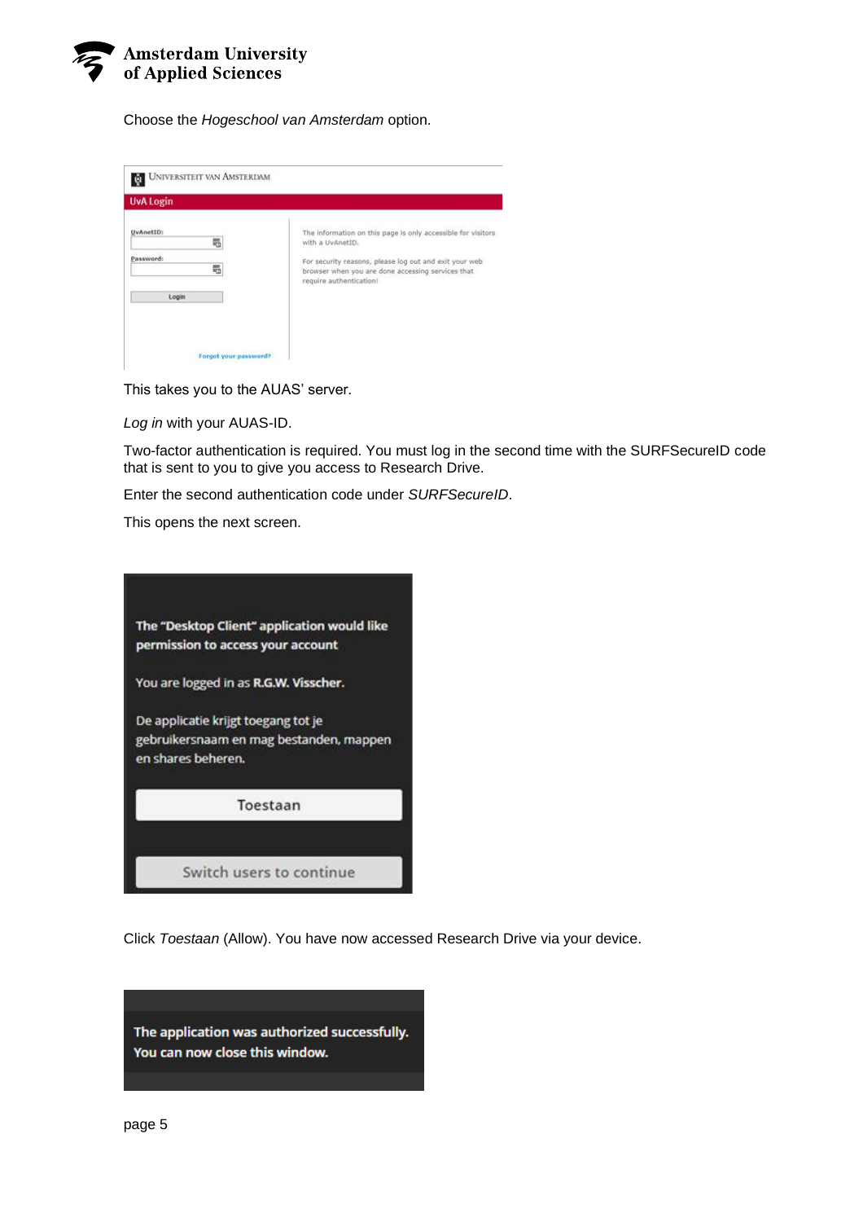Choose the *Hogeschool van Amsterdam* option.

This takes you to the AUAS' server.

*Log in* with your AUAS-ID.

Two-factor authentication is required. You must log in the second time with the SURFSecureID code that is sent to you to give you access to Research Drive.

Enter the second authentication code under *SURFSecureID*.

This opens the next screen.

Click *Toestaan* (Allow). You have now accessed Research Drive via your device.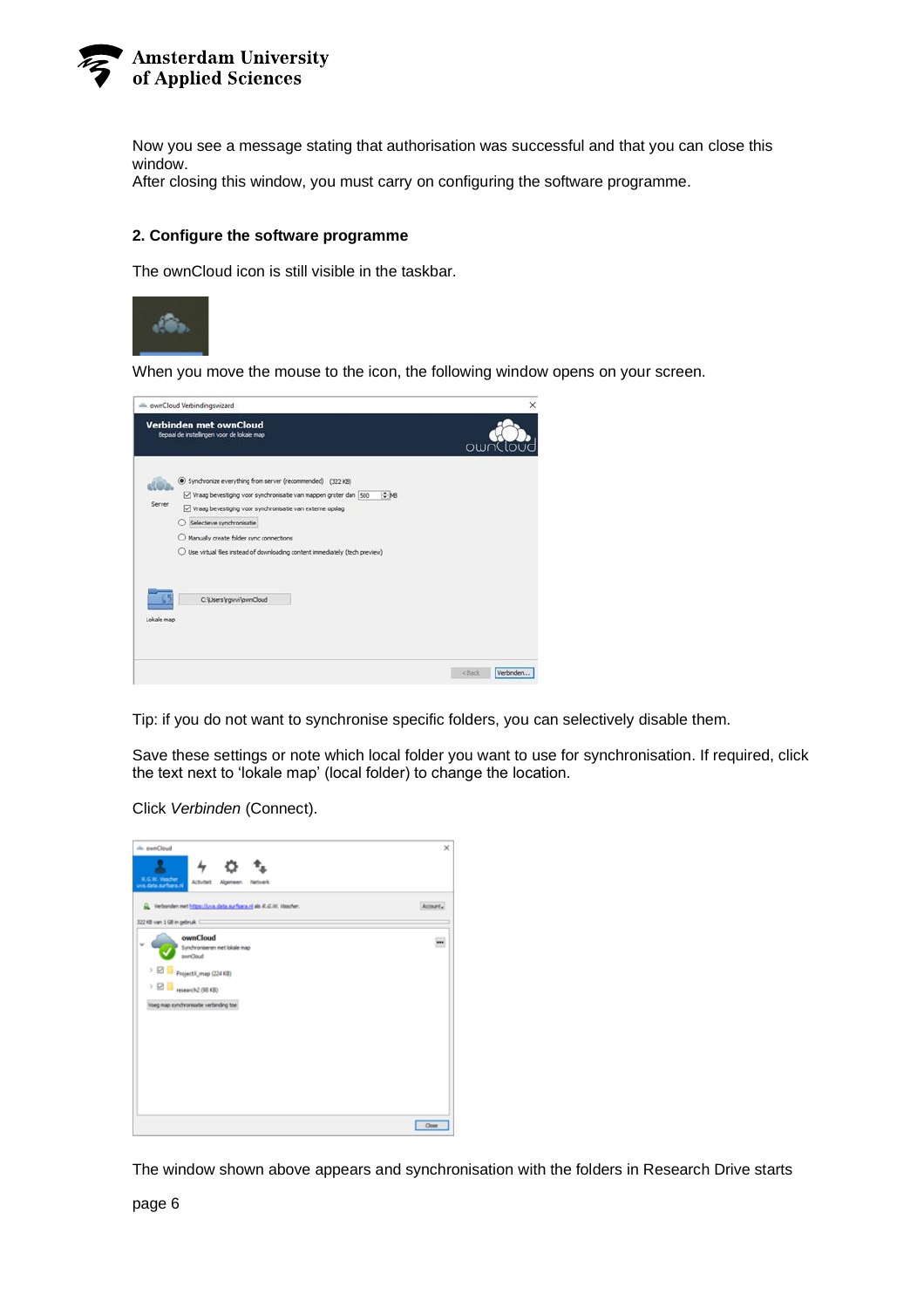Now you see a message stating that authorisation was successful and that you can close this window.
After closing this window, you must carry on configuring the software programme.

## 2. Configure the software programme

The ownCloud icon is still visible in the taskbar.

When you move the mouse to the icon, the following window opens on your screen.

Tip: if you do not want to synchronise specific folders, you can selectively disable them.

Save these settings or note which local folder you want to use for synchronisation. If required, click the text next to ‘lokale map’ (local folder) to change the location.

Click *Verbinden* (Connect).

The window shown above appears and synchronisation with the folders in Research Drive starts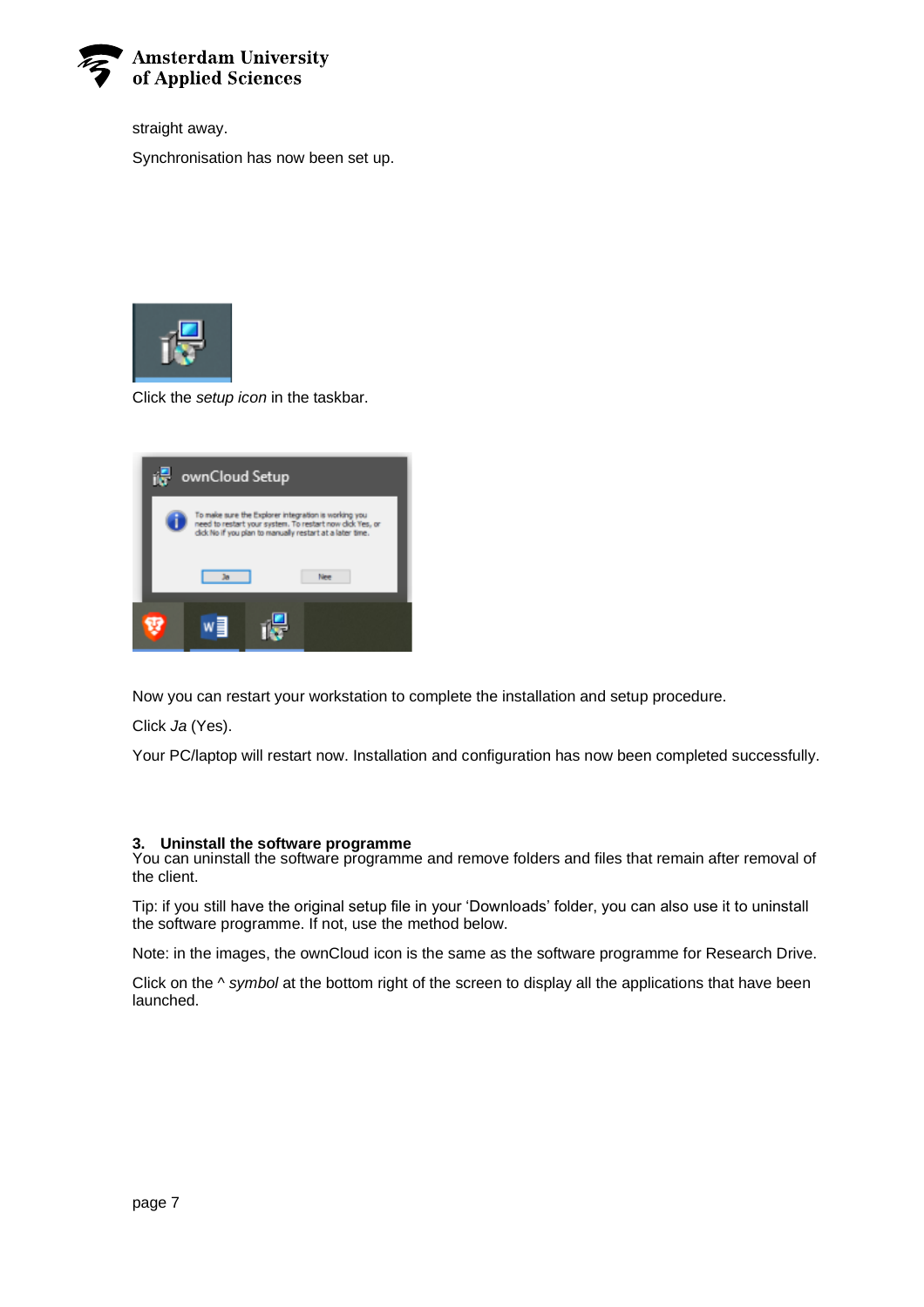straight away.

Synchronisation has now been set up.

Click the *setup icon* in the taskbar.

Now you can restart your workstation to complete the installation and setup procedure.

Click *Ja* (Yes).

Your PC/laptop will restart now. Installation and configuration has now been completed successfully.

## 3. Uninstall the software programme

You can uninstall the software programme and remove folders and files that remain after removal of the client.

Tip: if you still have the original setup file in your 'Downloads' folder, you can also use it to uninstall the software programme. If not, use the method below.

Note: in the images, the ownCloud icon is the same as the software programme for Research Drive.

Click on the ^ *symbol* at the bottom right of the screen to display all the applications that have been launched.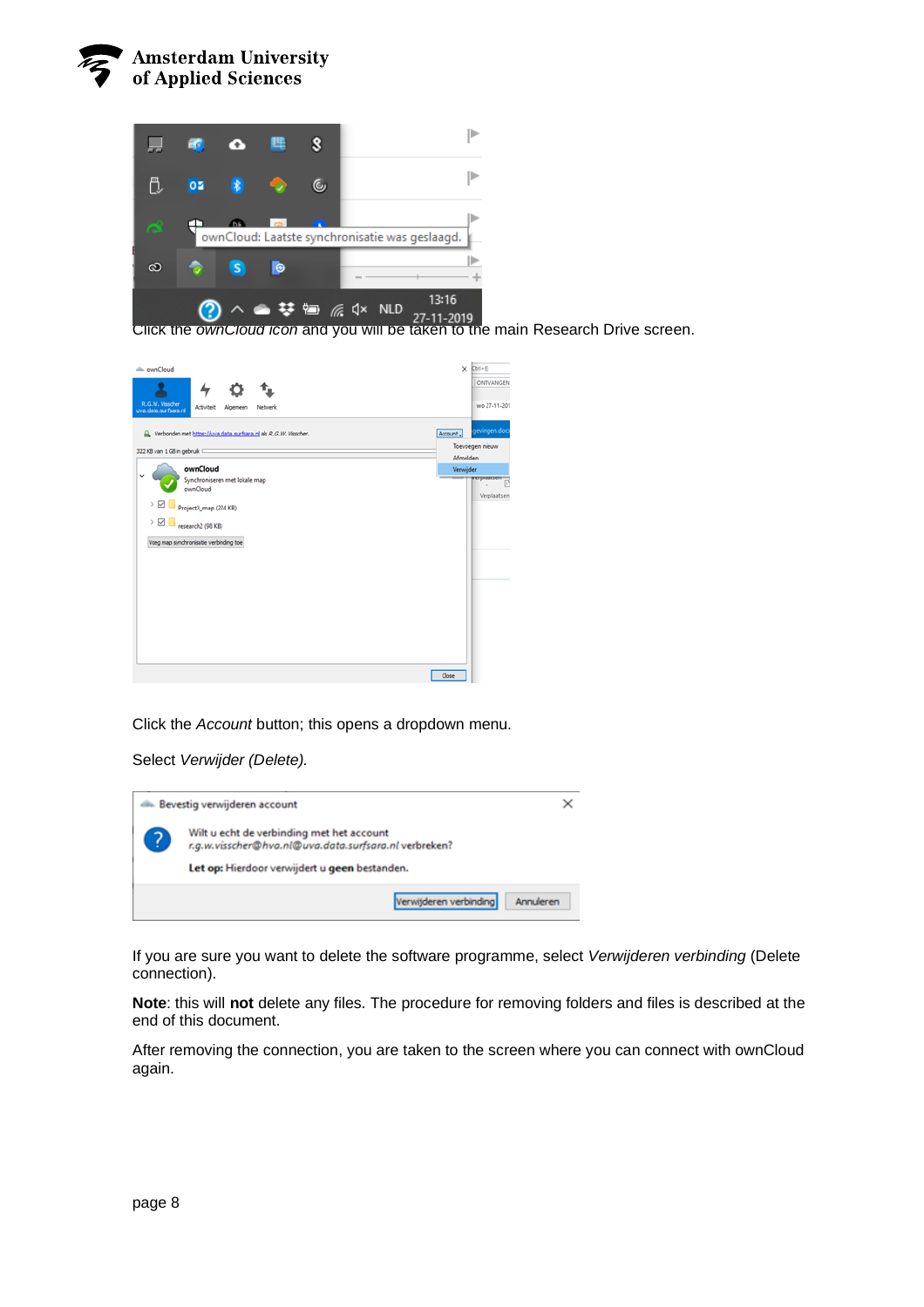Click the *ownCloud icon* and you will be taken to the main Research Drive screen.

Click the *Account* button; this opens a dropdown menu.

Select *Verwijder (Delete).*

If you are sure you want to delete the software programme, select *Verwijderen verbinding* (Delete connection).

**Note**: this will **not** delete any files. The procedure for removing folders and files is described at the end of this document.

After removing the connection, you are taken to the screen where you can connect with ownCloud again.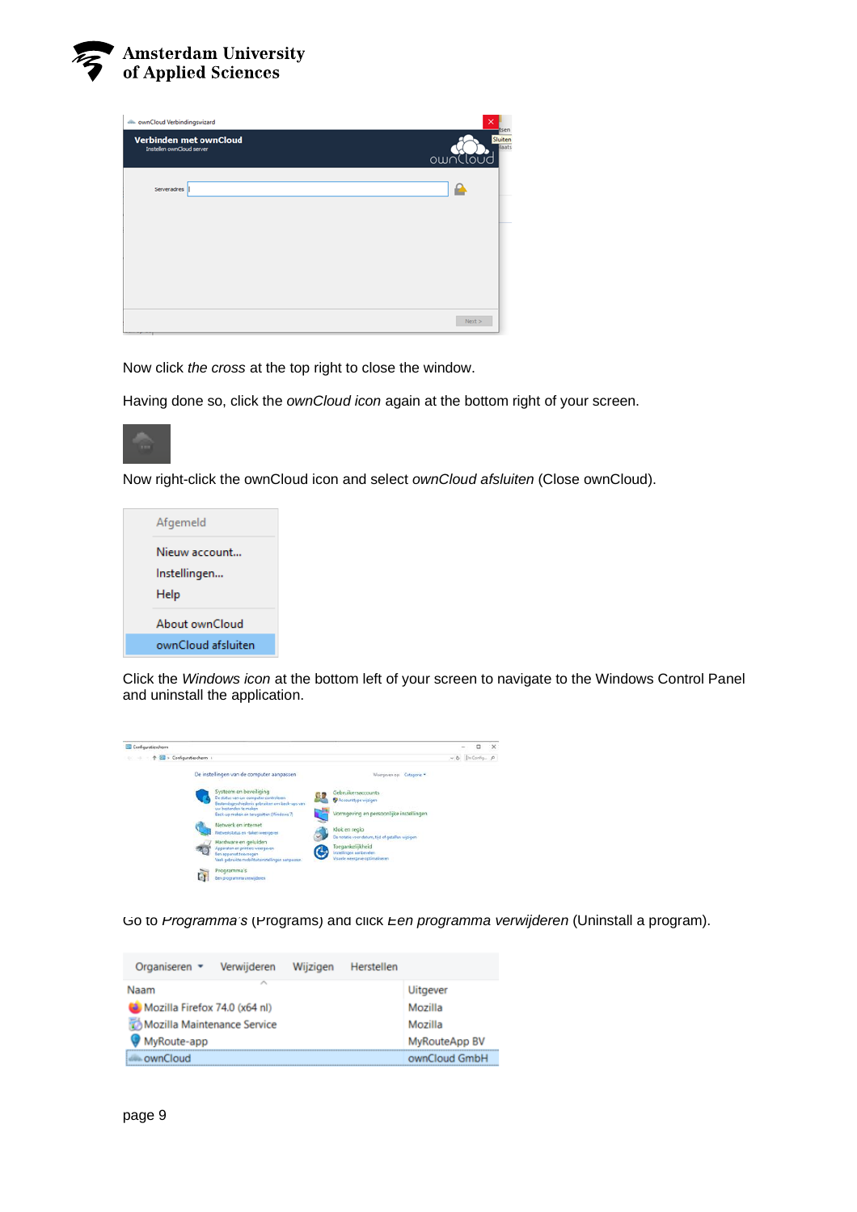Now click *the cross* at the top right to close the window.

Having done so, click the *ownCloud icon* again at the bottom right of your screen.

Now right-click the ownCloud icon and select *ownCloud afsluiten* (Close ownCloud).

Click the *Windows icon* at the bottom left of your screen to navigate to the Windows Control Panel and uninstall the application.

Go to *Programma's* (Programs) and click *Een programma verwijderen* (Uninstall a program).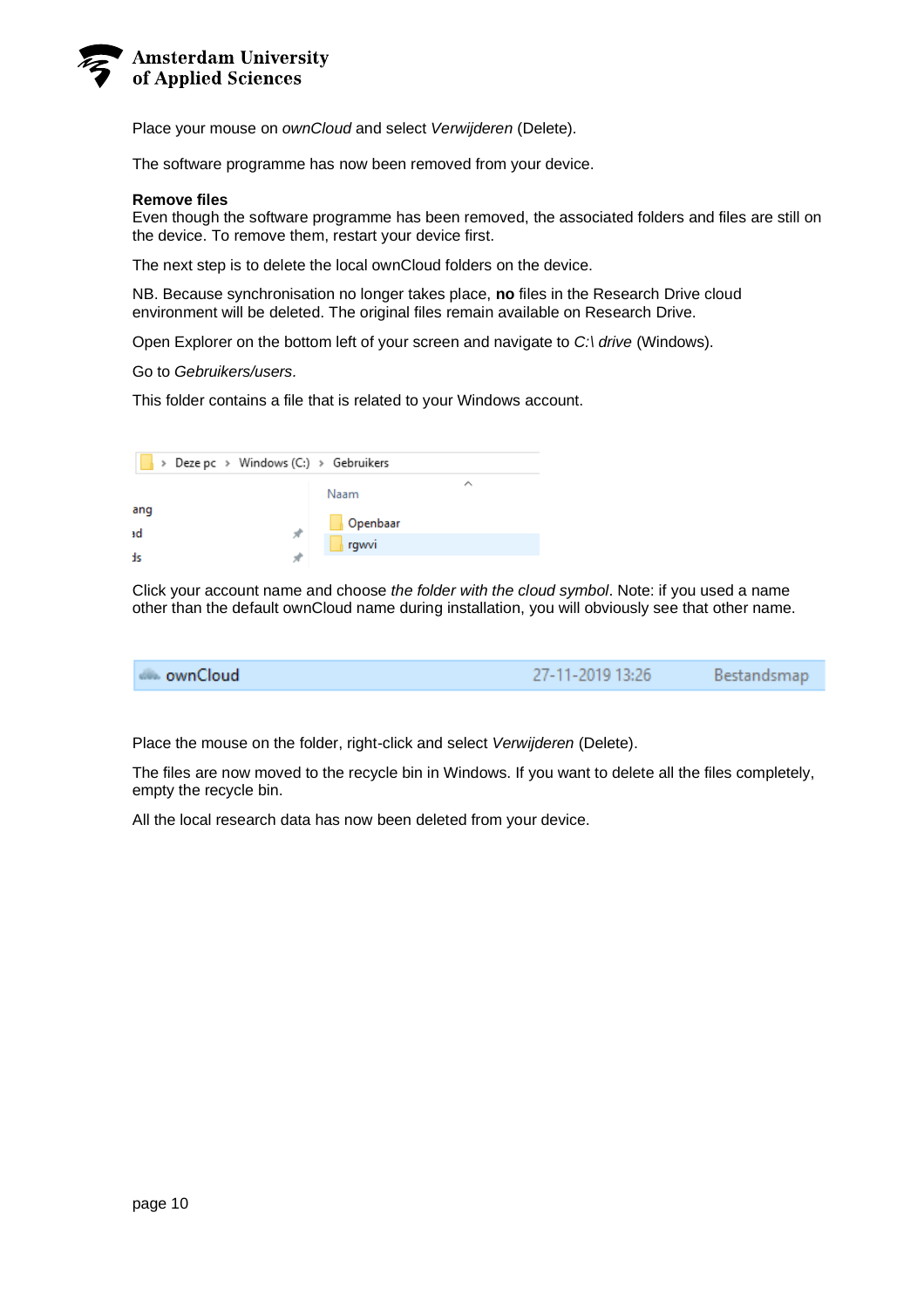Place your mouse on *ownCloud* and select *Verwijderen* (Delete).

The software programme has now been removed from your device.

**Remove files**
Even though the software programme has been removed, the associated folders and files are still on the device. To remove them, restart your device first.

The next step is to delete the local ownCloud folders on the device.

NB. Because synchronisation no longer takes place, **no** files in the Research Drive cloud environment will be deleted. The original files remain available on Research Drive.

Open Explorer on the bottom left of your screen and navigate to *C:\ drive* (Windows).

Go to *Gebruikers/users.*

This folder contains a file that is related to your Windows account.

Click your account name and choose *the folder with the cloud symbol*. Note: if you used a name other than the default ownCloud name during installation, you will obviously see that other name.

Place the mouse on the folder, right-click and select *Verwijderen* (Delete).

The files are now moved to the recycle bin in Windows. If you want to delete all the files completely, empty the recycle bin.

All the local research data has now been deleted from your device.